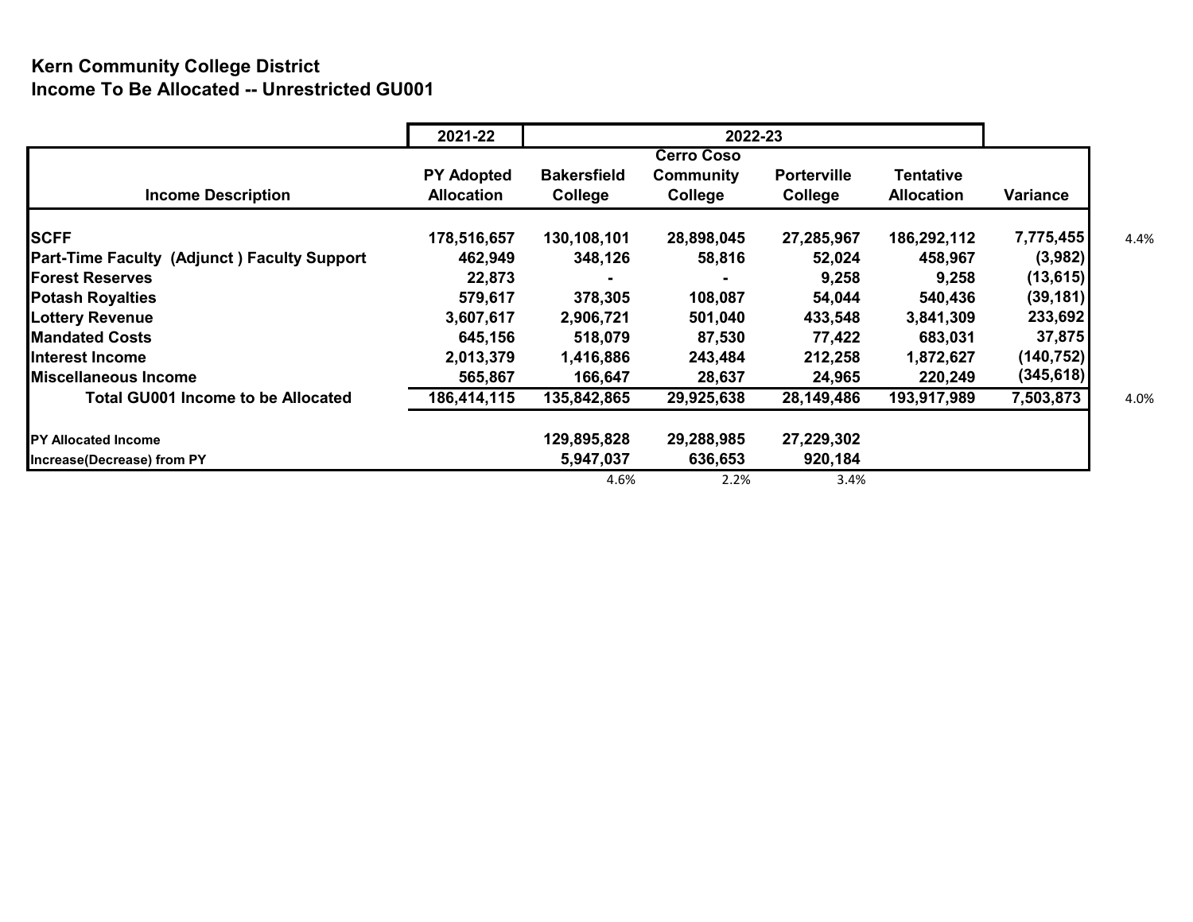# Kern Community College District
## Income To Be Allocated -- Unrestricted GU001

| | 2021-22 | 2022-23 | | | | | |
|---|---|---|---|---|---|---|---|
| **Income Description** | **PY Adopted Allocation** | **Bakersfield College** | **Cerro Coso Community College** | **Porterville College** | **Tentative Allocation** | **Variance** | |
| **SCFF** | 178,516,657 | 130,108,101 | 28,898,045 | 27,285,967 | 186,292,112 | 7,775,455 | 4.4% |
| **Part-Time Faculty (Adjunct ) Faculty Support** | 462,949 | 348,126 | 58,816 | 52,024 | 458,967 | (3,982) | |
| **Forest Reserves** | 22,873 | - | - | 9,258 | 9,258 | (13,615) | |
| **Potash Royalties** | 579,617 | 378,305 | 108,087 | 54,044 | 540,436 | (39,181) | |
| **Lottery Revenue** | 3,607,617 | 2,906,721 | 501,040 | 433,548 | 3,841,309 | 233,692 | |
| **Mandated Costs** | 645,156 | 518,079 | 87,530 | 77,422 | 683,031 | 37,875 | |
| **Interest Income** | 2,013,379 | 1,416,886 | 243,484 | 212,258 | 1,872,627 | (140,752) | |
| **Miscellaneous Income** | 565,867 | 166,647 | 28,637 | 24,965 | 220,249 | (345,618) | |
| **Total GU001 Income to be Allocated** | 186,414,115 | 135,842,865 | 29,925,638 | 28,149,486 | 193,917,989 | 7,503,873 | 4.0% |
| **PY Allocated Income** | | 129,895,828 | 29,288,985 | 27,229,302 | | | |
| **Increase(Decrease) from PY** | | 5,947,037 | 636,653 | 920,184 | | | |
| | | 4.6% | 2.2% | 3.4% | | | |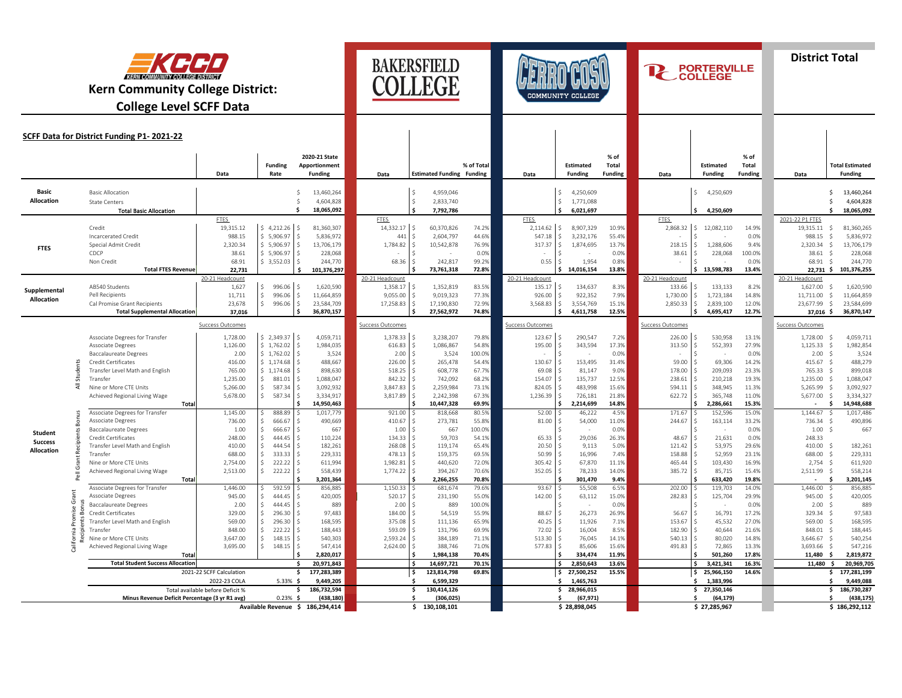# Kern Community College District: College Level SCFF Data

## SCFF Data for District Funding P1- 2021-22

| | | | | | Bakersfield College | | | Cerro Coso Community College | | | Porterville College | | | District Total | |
|---|---|---|---|---|---|---|---|---|---|---|---|---|---|---|---|
| | | **Data** | **Funding Rate** | **2020-21 State Apportionment Funding** | **Data** | **Estimated Funding** | **% of Total Funding** | **Data** | **Estimated Funding** | **% of Total Funding** | **Data** | **Estimated Funding** | **% of Total Funding** | **Data** | **Total Estimated Funding** |
| **Basic Allocation** | Basic Allocation | | | $ 13,460,264 | | $ 4,959,046 | | | $ 4,250,609 | | | $ 4,250,609 | | | $ 13,460,264 |
| | State Centers | | | $ 4,604,828 | | $ 2,833,740 | | | $ 1,771,088 | | | | | | $ 4,604,828 |
| | **Total Basic Allocation** | | | **$ 18,065,092** | | **$ 7,792,786** | | | **$ 6,021,697** | | | **$ 4,250,609** | | | **$ 18,065,092** |
| **FTES** | | FTES | | | FTES | | | FTES | | | FTES | | | 2021-22 P1 FTES | |
| | Credit | 19,315.12 | $ 4,212.26 | $ 81,360,307 | 14,332.17 | $ 60,370,826 | 74.2% | 2,114.62 | $ 8,907,329 | 10.9% | 2,868.32 | $ 12,082,110 | 14.9% | 19,315.11 | $ 81,360,265 |
| | Incarcerated Credit | 988.15 | $ 5,906.97 | $ 5,836,972 | 441 | $ 2,604,797 | 44.6% | 547.18 | $ 3,232,176 | 55.4% | - | $ - | 0.0% | 988.15 | $ 5,836,972 |
| | Special Admit Credit | 2,320.34 | $ 5,906.97 | $ 13,706,179 | 1,784.82 | $ 10,542,878 | 76.9% | 317.37 | $ 1,874,695 | 13.7% | 218.15 | $ 1,288,606 | 9.4% | 2,320.34 | $ 13,706,179 |
| | CDCP | 38.61 | $ 5,906.97 | $ 228,068 | - | $ - | 0.0% | - | $ - | 0.0% | 38.61 | $ 228,068 | 100.0% | 38.61 | $ 228,068 |
| | Non Credit | 68.91 | $ 3,552.03 | $ 244,770 | 68.36 | $ 242,817 | 99.2% | 0.55 | $ 1,954 | 0.8% | - | $ - | 0.0% | 68.91 | $ 244,770 |
| | **Total FTES Revenue** | **22,731** | | **$ 101,376,297** | | **$ 73,761,318** | **72.8%** | | **$ 14,016,154** | **13.8%** | | **$ 13,598,783** | **13.4%** | **22,731** | **$ 101,376,255** |
| **Supplemental Allocation** | | 20-21 Headcount | | | 20-21 Headcount | | | 20-21 Headcount | | | 20-21 Headcount | | | 20-21 Headcount | |
| | AB540 Students | 1,627 | $ 996.06 | $ 1,620,590 | 1,358.17 | $ 1,352,819 | 83.5% | 135.17 | $ 134,637 | 8.3% | 133.66 | $ 133,133 | 8.2% | 1,627.00 | $ 1,620,590 |
| | Pell Recipients | 11,711 | $ 996.06 | $ 11,664,859 | 9,055.00 | $ 9,019,323 | 77.3% | 926.00 | $ 922,352 | 7.9% | 1,730.00 | $ 1,723,184 | 14.8% | 11,711.00 | $ 11,664,859 |
| | Cal Promise Grant Recipients | 23,678 | $ 996.06 | $ 23,584,709 | 17,258.83 | $ 17,190,830 | 72.9% | 3,568.83 | $ 3,554,769 | 15.1% | 2,850.33 | $ 2,839,100 | 12.0% | 23,677.99 | $ 23,584,699 |
| | **Total Supplemental Allocation** | **37,016** | | **$ 36,870,157** | | **$ 27,562,972** | **74.8%** | | **$ 4,611,758** | **12.5%** | | **$ 4,695,417** | **12.7%** | **37,016** | **$ 36,870,147** |
| **Student Success Allocation** | | Success Outcomes | | | Success Outcomes | | | Success Outcomes | | | Success Outcomes | | | Success Outcomes | |
| All Students | Associate Degrees for Transfer | 1,728.00 | $ 2,349.37 | $ 4,059,711 | 1,378.33 | $ 3,238,207 | 79.8% | 123.67 | $ 290,547 | 7.2% | 226.00 | $ 530,958 | 13.1% | 1,728.00 | $ 4,059,711 |
| | Associate Degrees | 1,126.00 | $ 1,762.02 | $ 1,984,035 | 616.83 | $ 1,086,867 | 54.8% | 195.00 | $ 343,594 | 17.3% | 313.50 | $ 552,393 | 27.9% | 1,125.33 | $ 1,982,854 |
| | Baccalaureate Degrees | 2.00 | $ 1,762.02 | $ 3,524 | 2.00 | $ 3,524 | 100.0% | | $ - | 0.0% | - | $ - | 0.0% | 2.00 | $ 3,524 |
| | Credit Certificates | 416.00 | $ 1,174.68 | $ 488,667 | 226.00 | $ 265,478 | 54.4% | 130.67 | $ 153,495 | 31.4% | 59.00 | $ 69,306 | 14.2% | 415.67 | $ 488,279 |
| | Transfer Level Math and English | 765.00 | $ 1,174.68 | $ 898,630 | 518.25 | $ 608,778 | 67.7% | 69.08 | $ 81,147 | 9.0% | 178.00 | $ 209,093 | 23.3% | 765.33 | $ 899,018 |
| | Transfer | 1,235.00 | $ 881.01 | $ 1,088,047 | 842.32 | $ 742,092 | 68.2% | 154.07 | $ 135,737 | 12.5% | 238.61 | $ 210,218 | 19.3% | 1,235.00 | $ 1,088,047 |
| | Nine or More CTE Units | 5,266.00 | $ 587.34 | $ 3,092,932 | 3,847.83 | $ 2,259,984 | 73.1% | 824.05 | $ 483,998 | 15.6% | 594.11 | $ 348,945 | 11.3% | 5,265.99 | $ 3,092,927 |
| | Achieved Regional Living Wage | 5,678.00 | $ 587.34 | $ 3,334,917 | 3,817.89 | $ 2,242,398 | 67.3% | 1,236.39 | $ 726,181 | 21.8% | 622.72 | $ 365,748 | 11.0% | 5,677.00 | $ 3,334,327 |
| | **Total** | | | **$ 14,950,463** | | **$ 10,447,328** | **69.9%** | | **$ 2,214,699** | **14.8%** | | **$ 2,286,661** | **15.3%** | - | **$ 14,948,688** |
| Pell Grant Recipients Bonus | Associate Degrees for Transfer | 1,145.00 | $ 888.89 | $ 1,017,779 | 921.00 | $ 818,668 | 80.5% | 52.00 | $ 46,222 | 4.5% | 171.67 | $ 152,596 | 15.0% | 1,144.67 | $ 1,017,486 |
| | Associate Degrees | 736.00 | $ 666.67 | $ 490,669 | 410.67 | $ 273,781 | 55.8% | 81.00 | $ 54,000 | 11.0% | 244.67 | $ 163,114 | 33.2% | 736.34 | $ 490,896 |
| | Baccalaureate Degrees | 1.00 | $ 666.67 | $ 667 | 1.00 | $ 667 | 100.0% | | $ - | 0.0% | | $ - | 0.0% | 1.00 | $ 667 |
| | Credit Certificates | 248.00 | $ 444.45 | $ 110,224 | 134.33 | $ 59,703 | 54.1% | 65.33 | $ 29,036 | 26.3% | 48.67 | $ 21,631 | 0.0% | 248.33 | |
| | Transfer Level Math and English | 410.00 | $ 444.45 | $ 182,261 | 268.08 | $ 119,174 | 65.4% | 20.50 | $ 9,113 | 5.0% | 121.42 | $ 53,975 | 29.6% | 410.00 | $ 182,261 |
| | Transfer | 688.00 | $ 333.33 | $ 229,331 | 478.13 | $ 159,375 | 69.5% | 50.99 | $ 16,996 | 7.4% | 158.88 | $ 52,959 | 23.1% | 688.00 | $ 229,331 |
| | Nine or More CTE Units | 2,754.00 | $ 222.22 | $ 611,994 | 1,982.81 | $ 440,620 | 72.0% | 305.42 | $ 67,870 | 11.1% | 465.44 | $ 103,430 | 16.9% | 2,754 | $ 611,920 |
| | Achieved Regional Living Wage | 2,513.00 | $ 222.22 | $ 558,439 | 1,774.22 | $ 394,267 | 70.6% | 352.05 | $ 78,233 | 14.0% | 385.72 | $ 85,715 | 15.4% | 2,511.99 | $ 558,214 |
| | **Total** | | | **$ 3,201,364** | | **$ 2,266,255** | **70.8%** | | **$ 301,470** | **9.4%** | | **$ 633,420** | **19.8%** | - | **$ 3,201,145** |
| California Promise Grant Recipients Bonus | Associate Degrees for Transfer | 1,446.00 | $ 592.59 | $ 856,885 | 1,150.33 | $ 681,674 | 79.6% | 93.67 | $ 55,508 | 6.5% | 202.00 | $ 119,703 | 14.0% | 1,446.00 | $ 856,885 |
| | Associate Degrees | 945.00 | $ 444.45 | $ 420,005 | 520.17 | $ 231,190 | 55.0% | 142.00 | $ 63,112 | 15.0% | 282.83 | $ 125,704 | 29.9% | 945.00 | $ 420,005 |
| | Baccalaureate Degrees | 2.00 | $ 444.45 | $ 889 | 2.00 | $ 889 | 100.0% | | $ - | 0.0% | | $ - | 0.0% | 2.00 | $ 889 |
| | Credit Certificates | 329.00 | $ 296.30 | $ 97,483 | 184.00 | $ 54,519 | 55.9% | 88.67 | $ 26,273 | 26.9% | 56.67 | $ 16,791 | 17.2% | 329.34 | $ 97,583 |
| | Transfer Level Math and English | 569.00 | $ 296.30 | $ 168,595 | 375.08 | $ 111,136 | 65.9% | 40.25 | $ 11,926 | 7.1% | 153.67 | $ 45,532 | 27.0% | 569.00 | $ 168,595 |
| | Transfer | 848.00 | $ 222.22 | $ 188,443 | 593.09 | $ 131,796 | 69.9% | 72.02 | $ 16,004 | 8.5% | 182.90 | $ 40,644 | 21.6% | 848.01 | $ 188,445 |
| | Nine or More CTE Units | 3,647.00 | $ 148.15 | $ 540,303 | 2,593.24 | $ 384,189 | 71.1% | 513.30 | $ 76,045 | 14.1% | 540.13 | $ 80,020 | 14.8% | 3,646.67 | $ 540,254 |
| | Achieved Regional Living Wage | 3,695.00 | $ 148.15 | $ 547,414 | 2,624.00 | $ 388,746 | 71.0% | 577.83 | $ 85,606 | 15.6% | 491.83 | $ 72,865 | 13.3% | 3,693.66 | $ 547,216 |
| | **Total** | | | **$ 2,820,017** | | **$ 1,984,138** | **70.4%** | | **$ 334,474** | **11.9%** | | **$ 501,260** | **17.8%** | **11,480** | **$ 2,819,872** |
| | **Total Student Success Allocation** | | | **$ 20,971,843** | | **$ 14,697,721** | **70.1%** | | **$ 2,850,643** | **13.6%** | | **$ 3,421,341** | **16.3%** | **11,480** | **$ 20,969,705** |
| | 2021-22 SCFF Calculation | | | **$ 177,283,389** | | **$ 123,814,798** | **69.8%** | | **$ 27,500,252** | **15.5%** | | **$ 25,966,150** | **14.6%** | | **$ 177,281,199** |
| | 2022-23 COLA | | 5.33% | **$ 9,449,205** | | **$ 6,599,329** | | | **$ 1,465,763** | | | **$ 1,383,996** | | | **$ 9,449,088** |
| | Total available before Deficit % | | | **$ 186,732,594** | | **$ 130,414,126** | | | **$ 28,966,015** | | | **$ 27,350,146** | | | **$ 186,730,287** |
| | **Minus Revenue Deficit Percentage (3 yr R1 avg)** | | 0.23% | **$ (438,180)** | | **$ (306,025)** | | | **$ (67,971)** | | | **$ (64,179)** | | | **$ (438,175)** |
| | **Available Revenue** | | | **$ 186,294,414** | | **$ 130,108,101** | | | **$ 28,898,045** | | | **$ 27,285,967** | | | **$ 186,292,112** |